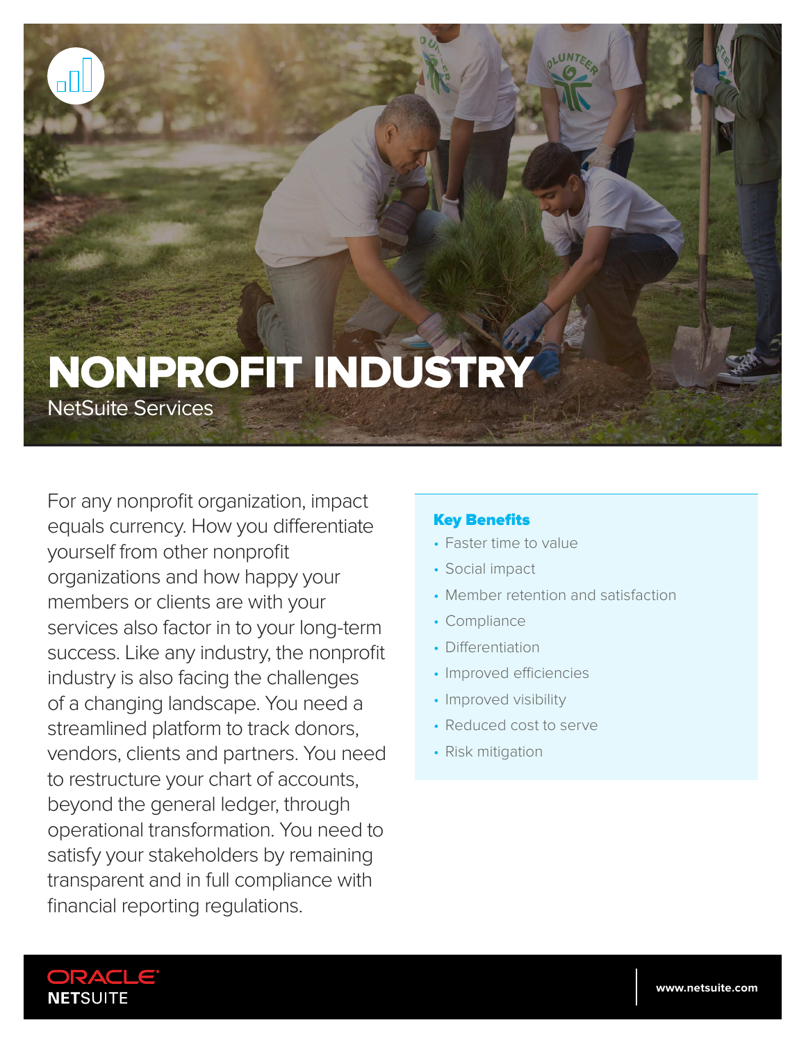# NONPROFIT INDUSTRY

NetSuite Services

For any nonprofit organization, impact equals currency. How you differentiate yourself from other nonprofit organizations and how happy your members or clients are with your services also factor in to your long-term success. Like any industry, the nonprofit industry is also facing the challenges of a changing landscape. You need a streamlined platform to track donors, vendors, clients and partners. You need to restructure your chart of accounts, beyond the general ledger, through operational transformation. You need to satisfy your stakeholders by remaining transparent and in full compliance with financial reporting regulations.

**Key Benefits**

- Faster time to value
- Social impact
- Member retention and satisfaction
- Compliance
- Differentiation
- Improved efficiencies
- Improved visibility
- Reduced cost to serve
- Risk mitigation

ORACLE NETSUITE

www.netsuite.com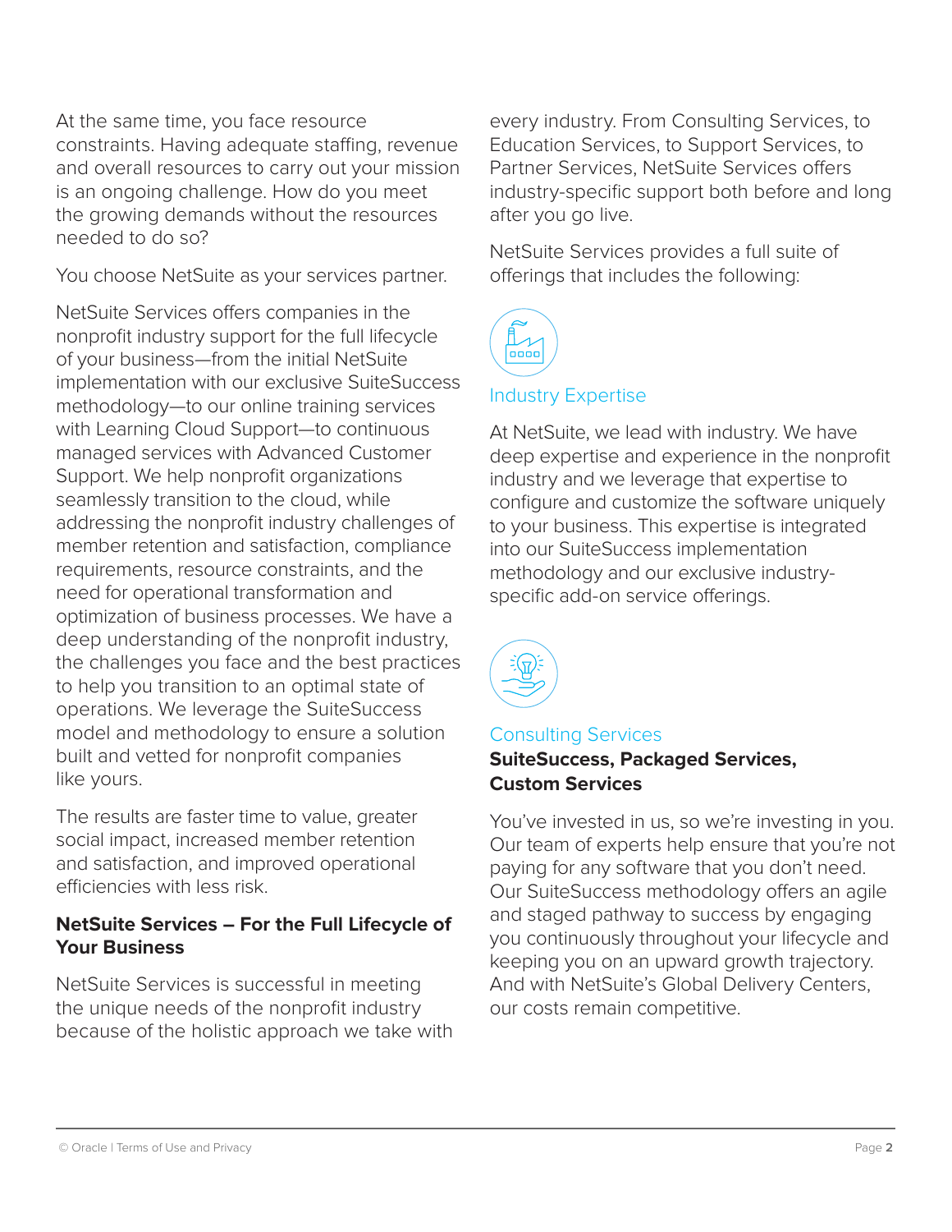At the same time, you face resource constraints. Having adequate staffing, revenue and overall resources to carry out your mission is an ongoing challenge. How do you meet the growing demands without the resources needed to do so?

You choose NetSuite as your services partner.

NetSuite Services offers companies in the nonprofit industry support for the full lifecycle of your business—from the initial NetSuite implementation with our exclusive SuiteSuccess methodology—to our online training services with Learning Cloud Support—to continuous managed services with Advanced Customer Support. We help nonprofit organizations seamlessly transition to the cloud, while addressing the nonprofit industry challenges of member retention and satisfaction, compliance requirements, resource constraints, and the need for operational transformation and optimization of business processes. We have a deep understanding of the nonprofit industry, the challenges you face and the best practices to help you transition to an optimal state of operations. We leverage the SuiteSuccess model and methodology to ensure a solution built and vetted for nonprofit companies like yours.

The results are faster time to value, greater social impact, increased member retention and satisfaction, and improved operational efficiencies with less risk.

## NetSuite Services – For the Full Lifecycle of Your Business

NetSuite Services is successful in meeting the unique needs of the nonprofit industry because of the holistic approach we take with every industry. From Consulting Services, to Education Services, to Support Services, to Partner Services, NetSuite Services offers industry-specific support both before and long after you go live.

NetSuite Services provides a full suite of offerings that includes the following:

### Industry Expertise

At NetSuite, we lead with industry. We have deep expertise and experience in the nonprofit industry and we leverage that expertise to configure and customize the software uniquely to your business. This expertise is integrated into our SuiteSuccess implementation methodology and our exclusive industry-specific add-on service offerings.

### Consulting Services

**SuiteSuccess, Packaged Services, Custom Services**

You've invested in us, so we're investing in you. Our team of experts help ensure that you're not paying for any software that you don't need. Our SuiteSuccess methodology offers an agile and staged pathway to success by engaging you continuously throughout your lifecycle and keeping you on an upward growth trajectory. And with NetSuite's Global Delivery Centers, our costs remain competitive.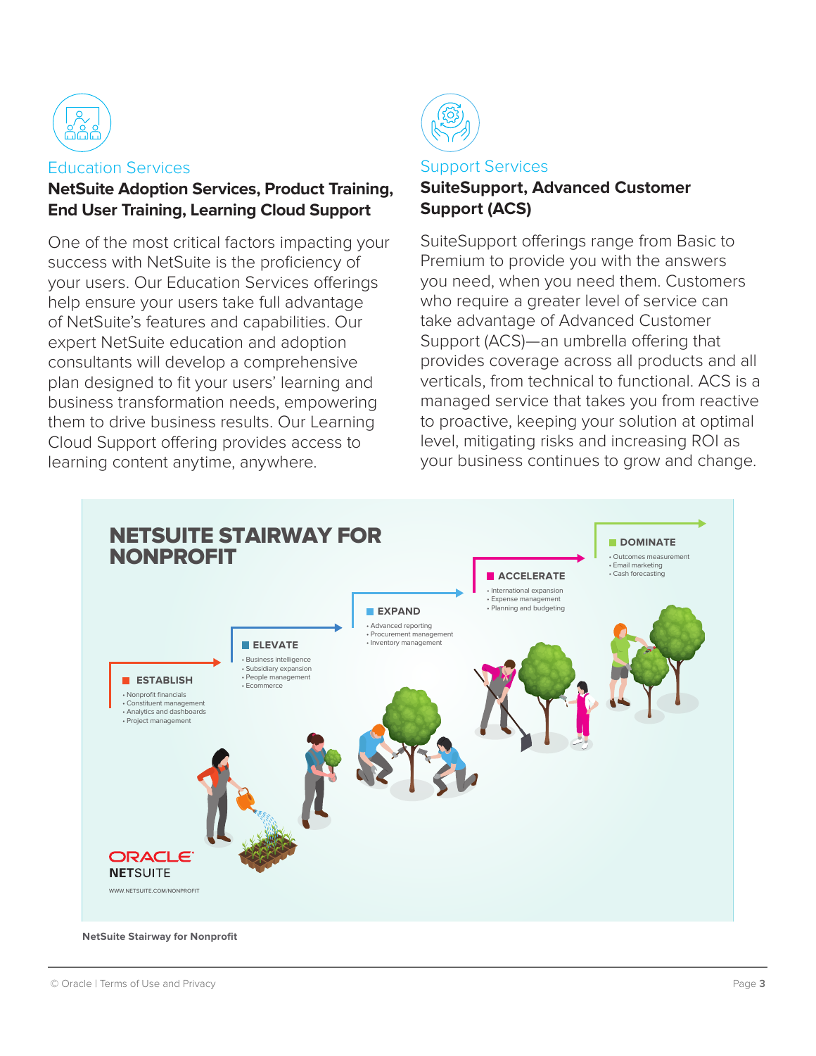## Education Services

### NetSuite Adoption Services, Product Training, End User Training, Learning Cloud Support

One of the most critical factors impacting your success with NetSuite is the proficiency of your users. Our Education Services offerings help ensure your users take full advantage of NetSuite's features and capabilities. Our expert NetSuite education and adoption consultants will develop a comprehensive plan designed to fit your users' learning and business transformation needs, empowering them to drive business results. Our Learning Cloud Support offering provides access to learning content anytime, anywhere.

## Support Services

### SuiteSupport, Advanced Customer Support (ACS)

SuiteSupport offerings range from Basic to Premium to provide you with the answers you need, when you need them. Customers who require a greater level of service can take advantage of Advanced Customer Support (ACS)—an umbrella offering that provides coverage across all products and all verticals, from technical to functional. ACS is a managed service that takes you from reactive to proactive, keeping your solution at optimal level, mitigating risks and increasing ROI as your business continues to grow and change.

## NETSUITE STAIRWAY FOR NONPROFIT

**ESTABLISH**
- Nonprofit financials
- Constituent management
- Analytics and dashboards
- Project management

**ELEVATE**
- Business intelligence
- Subsidiary expansion
- People management
- Ecommerce

**EXPAND**
- Advanced reporting
- Procurement management
- Inventory management

**ACCELERATE**
- International expansion
- Expense management
- Planning and budgeting

**DOMINATE**
- Outcomes measurement
- Email marketing
- Cash forecasting

ORACLE NETSUITE

WWW.NETSUITE.COM/NONPROFIT

NetSuite Stairway for Nonprofit

© Oracle | Terms of Use and Privacy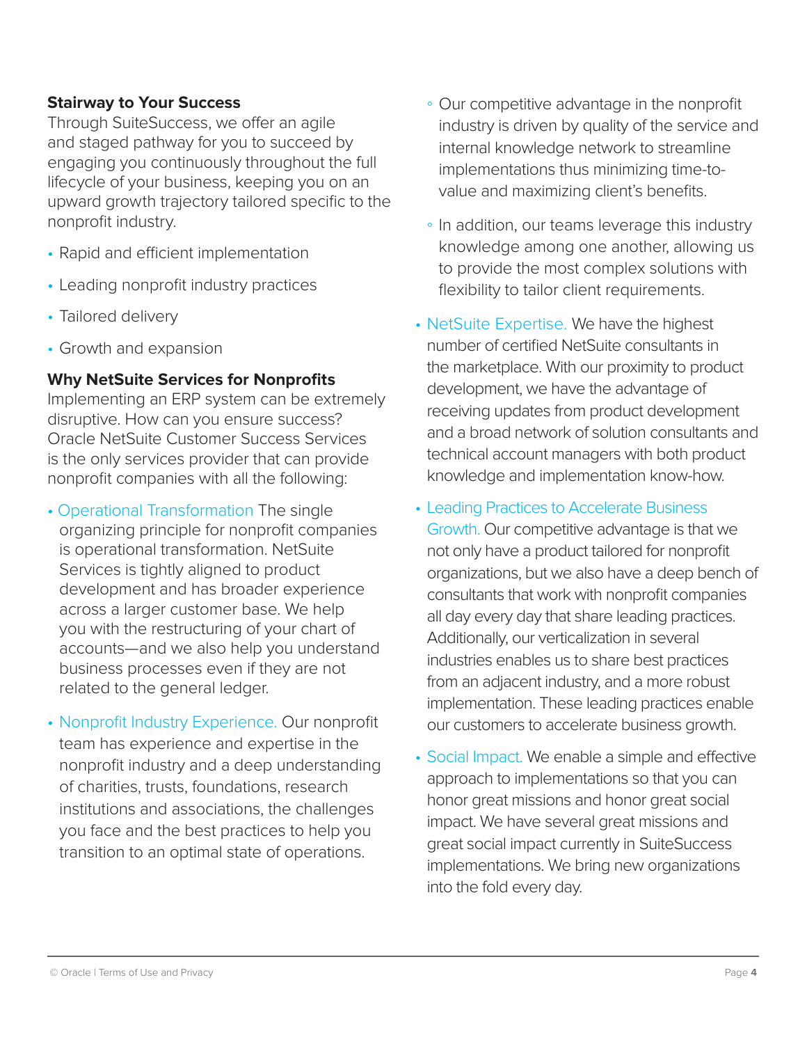**Stairway to Your Success**

Through SuiteSuccess, we offer an agile and staged pathway for you to succeed by engaging you continuously throughout the full lifecycle of your business, keeping you on an upward growth trajectory tailored specific to the nonprofit industry.

- Rapid and efficient implementation
- Leading nonprofit industry practices
- Tailored delivery
- Growth and expansion

**Why NetSuite Services for Nonprofits**

Implementing an ERP system can be extremely disruptive. How can you ensure success? Oracle NetSuite Customer Success Services is the only services provider that can provide nonprofit companies with all the following:

- Operational Transformation The single organizing principle for nonprofit companies is operational transformation. NetSuite Services is tightly aligned to product development and has broader experience across a larger customer base. We help you with the restructuring of your chart of accounts—and we also help you understand business processes even if they are not related to the general ledger.
- Nonprofit Industry Experience. Our nonprofit team has experience and expertise in the nonprofit industry and a deep understanding of charities, trusts, foundations, research institutions and associations, the challenges you face and the best practices to help you transition to an optimal state of operations.
    - Our competitive advantage in the nonprofit industry is driven by quality of the service and internal knowledge network to streamline implementations thus minimizing time-to-value and maximizing client's benefits.
    - In addition, our teams leverage this industry knowledge among one another, allowing us to provide the most complex solutions with flexibility to tailor client requirements.
- NetSuite Expertise. We have the highest number of certified NetSuite consultants in the marketplace. With our proximity to product development, we have the advantage of receiving updates from product development and a broad network of solution consultants and technical account managers with both product knowledge and implementation know-how.
- Leading Practices to Accelerate Business Growth. Our competitive advantage is that we not only have a product tailored for nonprofit organizations, but we also have a deep bench of consultants that work with nonprofit companies all day every day that share leading practices. Additionally, our verticalization in several industries enables us to share best practices from an adjacent industry, and a more robust implementation. These leading practices enable our customers to accelerate business growth.
- Social Impact. We enable a simple and effective approach to implementations so that you can honor great missions and honor great social impact. We have several great missions and great social impact currently in SuiteSuccess implementations. We bring new organizations into the fold every day.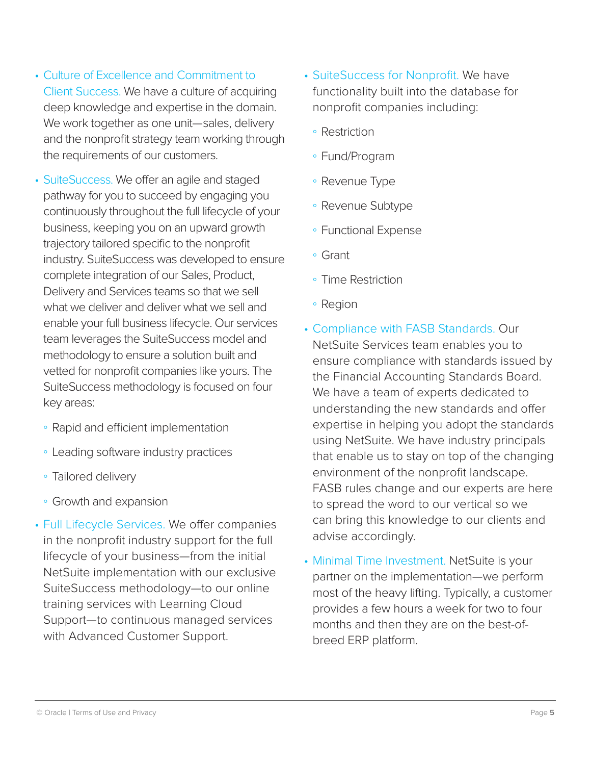- Culture of Excellence and Commitment to Client Success. We have a culture of acquiring deep knowledge and expertise in the domain. We work together as one unit—sales, delivery and the nonprofit strategy team working through the requirements of our customers.
- SuiteSuccess. We offer an agile and staged pathway for you to succeed by engaging you continuously throughout the full lifecycle of your business, keeping you on an upward growth trajectory tailored specific to the nonprofit industry. SuiteSuccess was developed to ensure complete integration of our Sales, Product, Delivery and Services teams so that we sell what we deliver and deliver what we sell and enable your full business lifecycle. Our services team leverages the SuiteSuccess model and methodology to ensure a solution built and vetted for nonprofit companies like yours. The SuiteSuccess methodology is focused on four key areas:
  - Rapid and efficient implementation
  - Leading software industry practices
  - Tailored delivery
  - Growth and expansion
- Full Lifecycle Services. We offer companies in the nonprofit industry support for the full lifecycle of your business—from the initial NetSuite implementation with our exclusive SuiteSuccess methodology—to our online training services with Learning Cloud Support—to continuous managed services with Advanced Customer Support.
- SuiteSuccess for Nonprofit. We have functionality built into the database for nonprofit companies including:
  - Restriction
  - Fund/Program
  - Revenue Type
  - Revenue Subtype
  - Functional Expense
  - Grant
  - Time Restriction
  - Region
- Compliance with FASB Standards. Our NetSuite Services team enables you to ensure compliance with standards issued by the Financial Accounting Standards Board. We have a team of experts dedicated to understanding the new standards and offer expertise in helping you adopt the standards using NetSuite. We have industry principals that enable us to stay on top of the changing environment of the nonprofit landscape. FASB rules change and our experts are here to spread the word to our vertical so we can bring this knowledge to our clients and advise accordingly.
- Minimal Time Investment. NetSuite is your partner on the implementation—we perform most of the heavy lifting. Typically, a customer provides a few hours a week for two to four months and then they are on the best-of-breed ERP platform.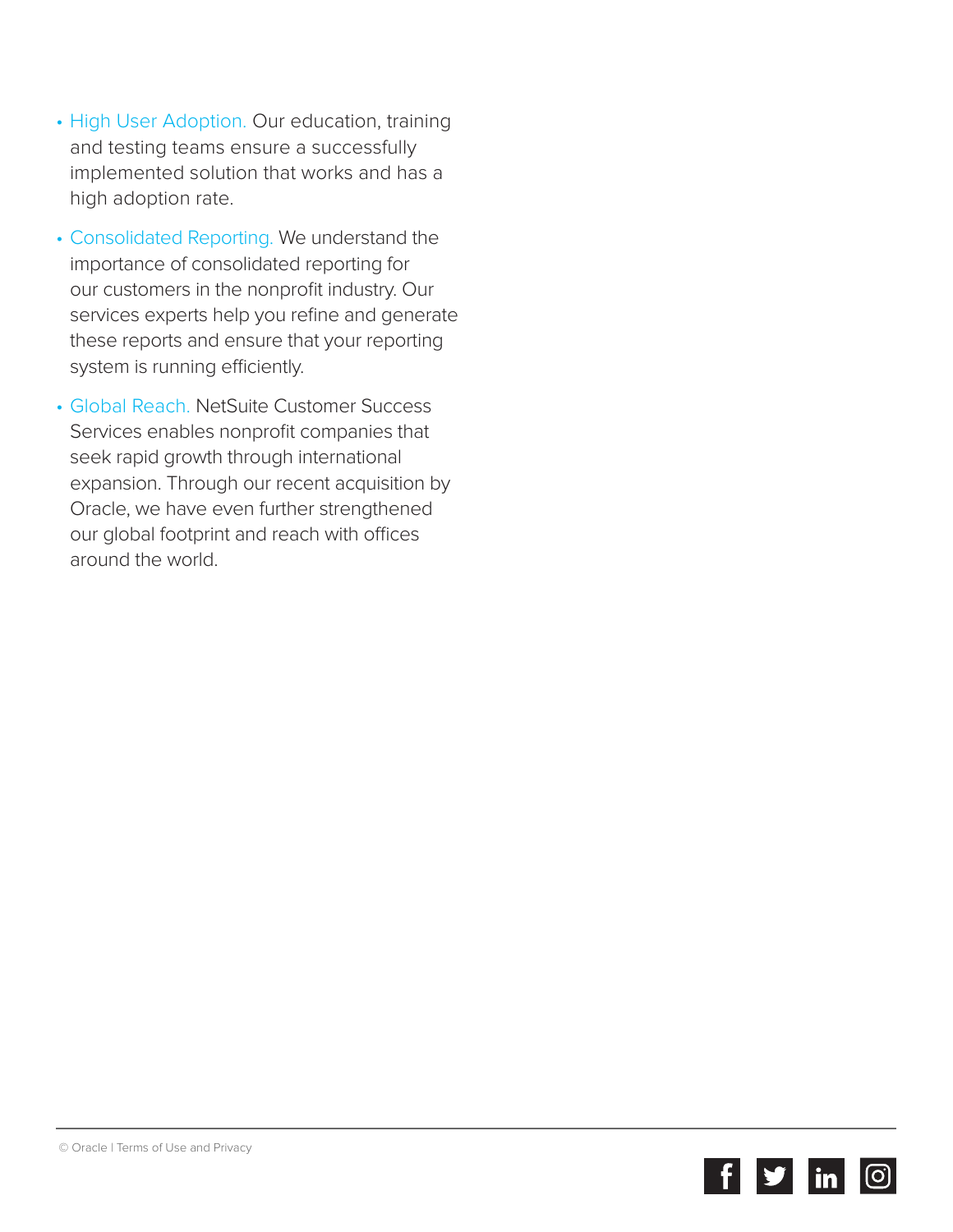- High User Adoption. Our education, training and testing teams ensure a successfully implemented solution that works and has a high adoption rate.
- Consolidated Reporting. We understand the importance of consolidated reporting for our customers in the nonprofit industry. Our services experts help you refine and generate these reports and ensure that your reporting system is running efficiently.
- Global Reach. NetSuite Customer Success Services enables nonprofit companies that seek rapid growth through international expansion. Through our recent acquisition by Oracle, we have even further strengthened our global footprint and reach with offices around the world.

© Oracle | Terms of Use and Privacy